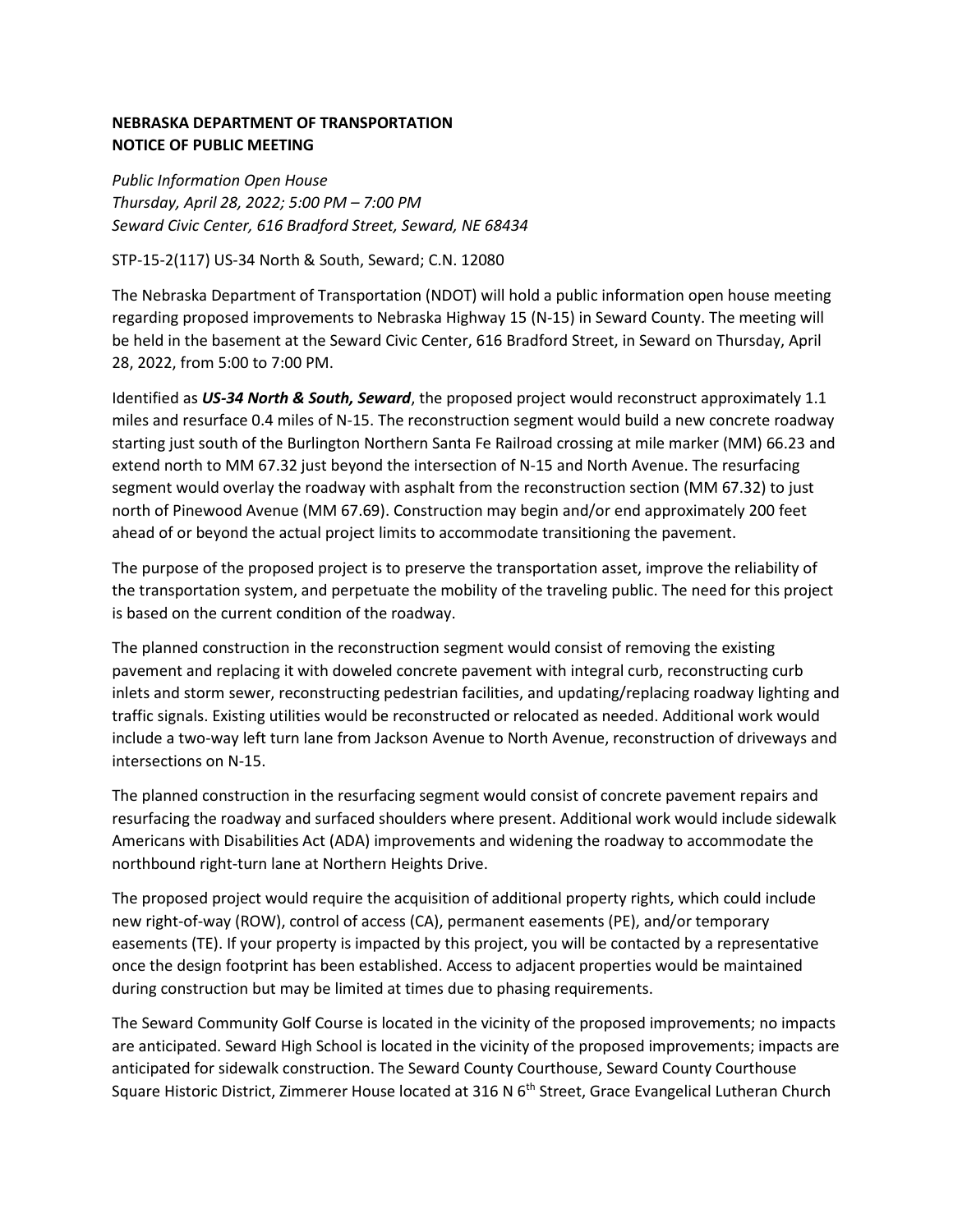**NEBRASKA DEPARTMENT OF TRANSPORTATION**
**NOTICE OF PUBLIC MEETING**

*Public Information Open House*
*Thursday, April 28, 2022; 5:00 PM – 7:00 PM*
*Seward Civic Center, 616 Bradford Street, Seward, NE 68434*

STP-15-2(117) US-34 North & South, Seward; C.N. 12080

The Nebraska Department of Transportation (NDOT) will hold a public information open house meeting regarding proposed improvements to Nebraska Highway 15 (N-15) in Seward County. The meeting will be held in the basement at the Seward Civic Center, 616 Bradford Street, in Seward on Thursday, April 28, 2022, from 5:00 to 7:00 PM.

Identified as ***US-34 North & South, Seward***, the proposed project would reconstruct approximately 1.1 miles and resurface 0.4 miles of N-15. The reconstruction segment would build a new concrete roadway starting just south of the Burlington Northern Santa Fe Railroad crossing at mile marker (MM) 66.23 and extend north to MM 67.32 just beyond the intersection of N-15 and North Avenue. The resurfacing segment would overlay the roadway with asphalt from the reconstruction section (MM 67.32) to just north of Pinewood Avenue (MM 67.69). Construction may begin and/or end approximately 200 feet ahead of or beyond the actual project limits to accommodate transitioning the pavement.

The purpose of the proposed project is to preserve the transportation asset, improve the reliability of the transportation system, and perpetuate the mobility of the traveling public. The need for this project is based on the current condition of the roadway.

The planned construction in the reconstruction segment would consist of removing the existing pavement and replacing it with doweled concrete pavement with integral curb, reconstructing curb inlets and storm sewer, reconstructing pedestrian facilities, and updating/replacing roadway lighting and traffic signals. Existing utilities would be reconstructed or relocated as needed. Additional work would include a two-way left turn lane from Jackson Avenue to North Avenue, reconstruction of driveways and intersections on N-15.

The planned construction in the resurfacing segment would consist of concrete pavement repairs and resurfacing the roadway and surfaced shoulders where present. Additional work would include sidewalk Americans with Disabilities Act (ADA) improvements and widening the roadway to accommodate the northbound right-turn lane at Northern Heights Drive.

The proposed project would require the acquisition of additional property rights, which could include new right-of-way (ROW), control of access (CA), permanent easements (PE), and/or temporary easements (TE). If your property is impacted by this project, you will be contacted by a representative once the design footprint has been established. Access to adjacent properties would be maintained during construction but may be limited at times due to phasing requirements.

The Seward Community Golf Course is located in the vicinity of the proposed improvements; no impacts are anticipated. Seward High School is located in the vicinity of the proposed improvements; impacts are anticipated for sidewalk construction. The Seward County Courthouse, Seward County Courthouse Square Historic District, Zimmerer House located at 316 N 6th Street, Grace Evangelical Lutheran Church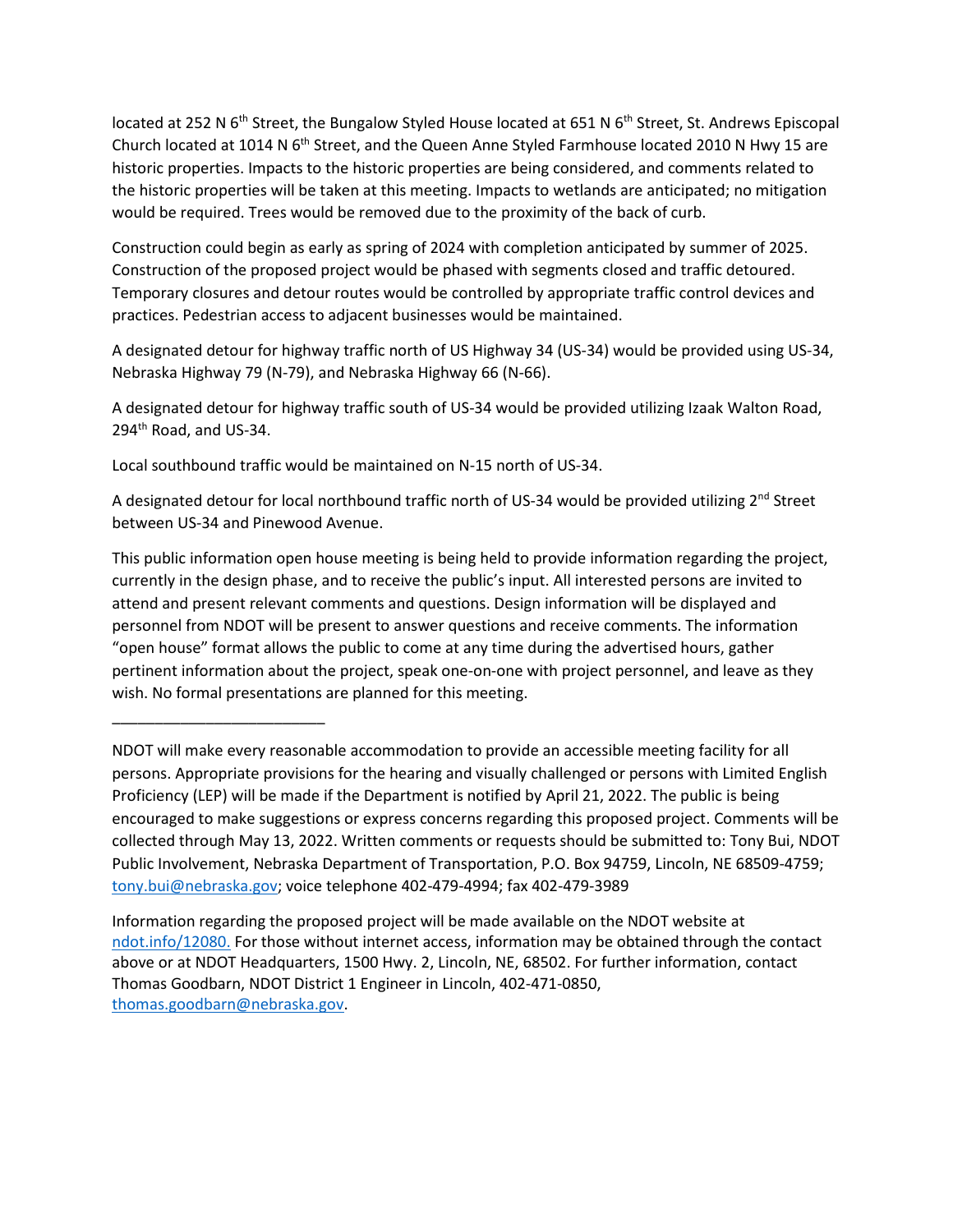located at 252 N 6th Street, the Bungalow Styled House located at 651 N 6th Street, St. Andrews Episcopal Church located at 1014 N 6th Street, and the Queen Anne Styled Farmhouse located 2010 N Hwy 15 are historic properties. Impacts to the historic properties are being considered, and comments related to the historic properties will be taken at this meeting. Impacts to wetlands are anticipated; no mitigation would be required. Trees would be removed due to the proximity of the back of curb.

Construction could begin as early as spring of 2024 with completion anticipated by summer of 2025. Construction of the proposed project would be phased with segments closed and traffic detoured. Temporary closures and detour routes would be controlled by appropriate traffic control devices and practices. Pedestrian access to adjacent businesses would be maintained.

A designated detour for highway traffic north of US Highway 34 (US-34) would be provided using US-34, Nebraska Highway 79 (N-79), and Nebraska Highway 66 (N-66).

A designated detour for highway traffic south of US-34 would be provided utilizing Izaak Walton Road, 294th Road, and US-34.

Local southbound traffic would be maintained on N-15 north of US-34.

A designated detour for local northbound traffic north of US-34 would be provided utilizing 2nd Street between US-34 and Pinewood Avenue.

This public information open house meeting is being held to provide information regarding the project, currently in the design phase, and to receive the public's input. All interested persons are invited to attend and present relevant comments and questions. Design information will be displayed and personnel from NDOT will be present to answer questions and receive comments. The information "open house" format allows the public to come at any time during the advertised hours, gather pertinent information about the project, speak one-on-one with project personnel, and leave as they wish. No formal presentations are planned for this meeting.

\_\_\_\_\_\_\_\_\_\_\_\_\_\_\_\_\_\_\_\_\_\_\_\_\_\_

NDOT will make every reasonable accommodation to provide an accessible meeting facility for all persons. Appropriate provisions for the hearing and visually challenged or persons with Limited English Proficiency (LEP) will be made if the Department is notified by April 21, 2022. The public is being encouraged to make suggestions or express concerns regarding this proposed project. Comments will be collected through May 13, 2022. Written comments or requests should be submitted to: Tony Bui, NDOT Public Involvement, Nebraska Department of Transportation, P.O. Box 94759, Lincoln, NE 68509-4759; tony.bui@nebraska.gov; voice telephone 402-479-4994; fax 402-479-3989

Information regarding the proposed project will be made available on the NDOT website at ndot.info/12080. For those without internet access, information may be obtained through the contact above or at NDOT Headquarters, 1500 Hwy. 2, Lincoln, NE, 68502. For further information, contact Thomas Goodbarn, NDOT District 1 Engineer in Lincoln, 402-471-0850, thomas.goodbarn@nebraska.gov.